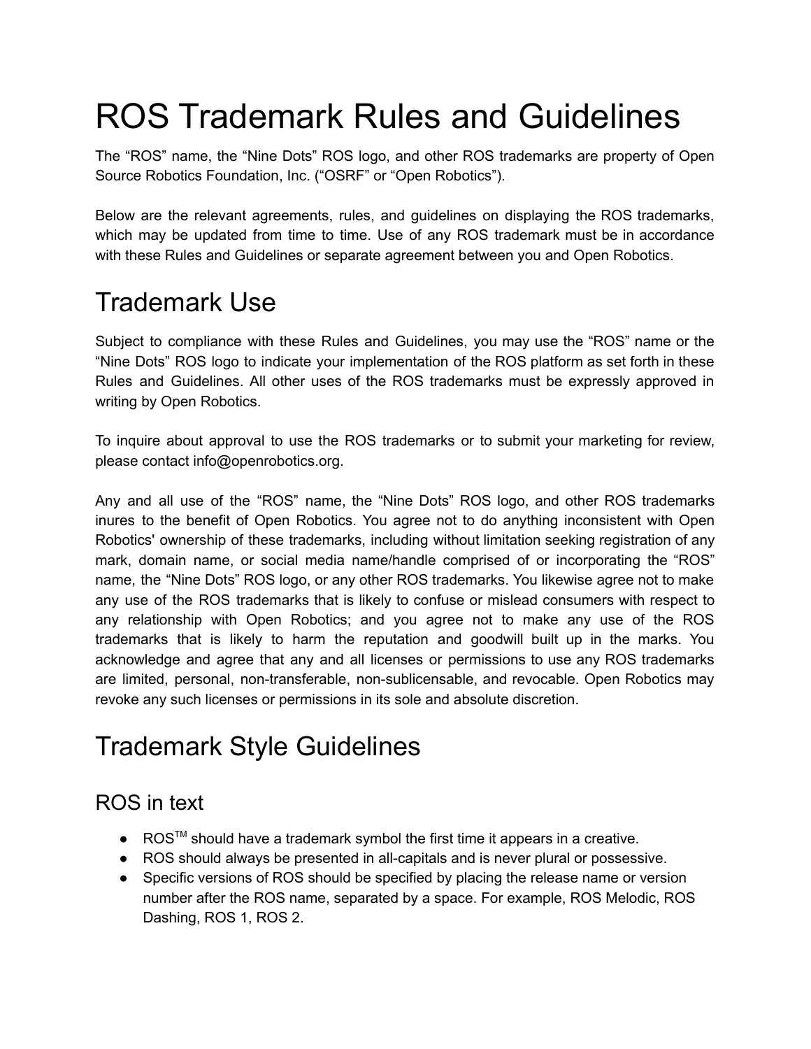# ROS Trademark Rules and Guidelines

The "ROS" name, the "Nine Dots" ROS logo, and other ROS trademarks are property of Open Source Robotics Foundation, Inc. ("OSRF" or "Open Robotics").

Below are the relevant agreements, rules, and guidelines on displaying the ROS trademarks, which may be updated from time to time. Use of any ROS trademark must be in accordance with these Rules and Guidelines or separate agreement between you and Open Robotics.

# Trademark Use

Subject to compliance with these Rules and Guidelines, you may use the "ROS" name or the "Nine Dots" ROS logo to indicate your implementation of the ROS platform as set forth in these Rules and Guidelines. All other uses of the ROS trademarks must be expressly approved in writing by Open Robotics.

To inquire about approval to use the ROS trademarks or to submit your marketing for review, please contact info@openrobotics.org.

Any and all use of the "ROS" name, the "Nine Dots" ROS logo, and other ROS trademarks inures to the benefit of Open Robotics. You agree not to do anything inconsistent with Open Robotics' ownership of these trademarks, including without limitation seeking registration of any mark, domain name, or social media name/handle comprised of or incorporating the "ROS" name, the "Nine Dots" ROS logo, or any other ROS trademarks. You likewise agree not to make any use of the ROS trademarks that is likely to confuse or mislead consumers with respect to any relationship with Open Robotics; and you agree not to make any use of the ROS trademarks that is likely to harm the reputation and goodwill built up in the marks. You acknowledge and agree that any and all licenses or permissions to use any ROS trademarks are limited, personal, non-transferable, non-sublicensable, and revocable. Open Robotics may revoke any such licenses or permissions in its sole and absolute discretion.

# Trademark Style Guidelines

## ROS in text

- ROS™ should have a trademark symbol the first time it appears in a creative.
- ROS should always be presented in all-capitals and is never plural or possessive.
- Specific versions of ROS should be specified by placing the release name or version number after the ROS name, separated by a space. For example, ROS Melodic, ROS Dashing, ROS 1, ROS 2.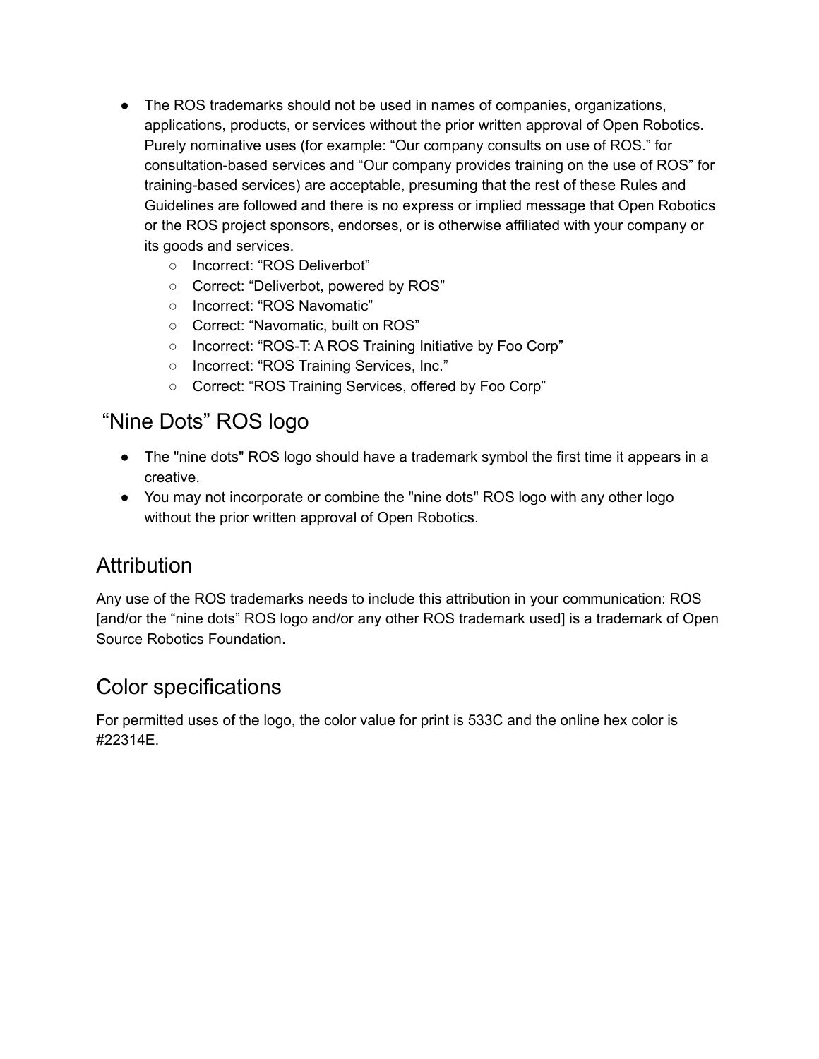- The ROS trademarks should not be used in names of companies, organizations, applications, products, or services without the prior written approval of Open Robotics. Purely nominative uses (for example: “Our company consults on use of ROS.” for consultation-based services and “Our company provides training on the use of ROS” for training-based services) are acceptable, presuming that the rest of these Rules and Guidelines are followed and there is no express or implied message that Open Robotics or the ROS project sponsors, endorses, or is otherwise affiliated with your company or its goods and services.
    - Incorrect: “ROS Deliverbot”
    - Correct: “Deliverbot, powered by ROS”
    - Incorrect: “ROS Navomatic”
    - Correct: “Navomatic, built on ROS”
    - Incorrect: “ROS-T: A ROS Training Initiative by Foo Corp”
    - Incorrect: “ROS Training Services, Inc.”
    - Correct: “ROS Training Services, offered by Foo Corp”

## “Nine Dots” ROS logo

- The "nine dots" ROS logo should have a trademark symbol the first time it appears in a creative.
- You may not incorporate or combine the "nine dots" ROS logo with any other logo without the prior written approval of Open Robotics.

## Attribution

Any use of the ROS trademarks needs to include this attribution in your communication: ROS [and/or the “nine dots” ROS logo and/or any other ROS trademark used] is a trademark of Open Source Robotics Foundation.

## Color specifications

For permitted uses of the logo, the color value for print is 533C and the online hex color is #22314E.